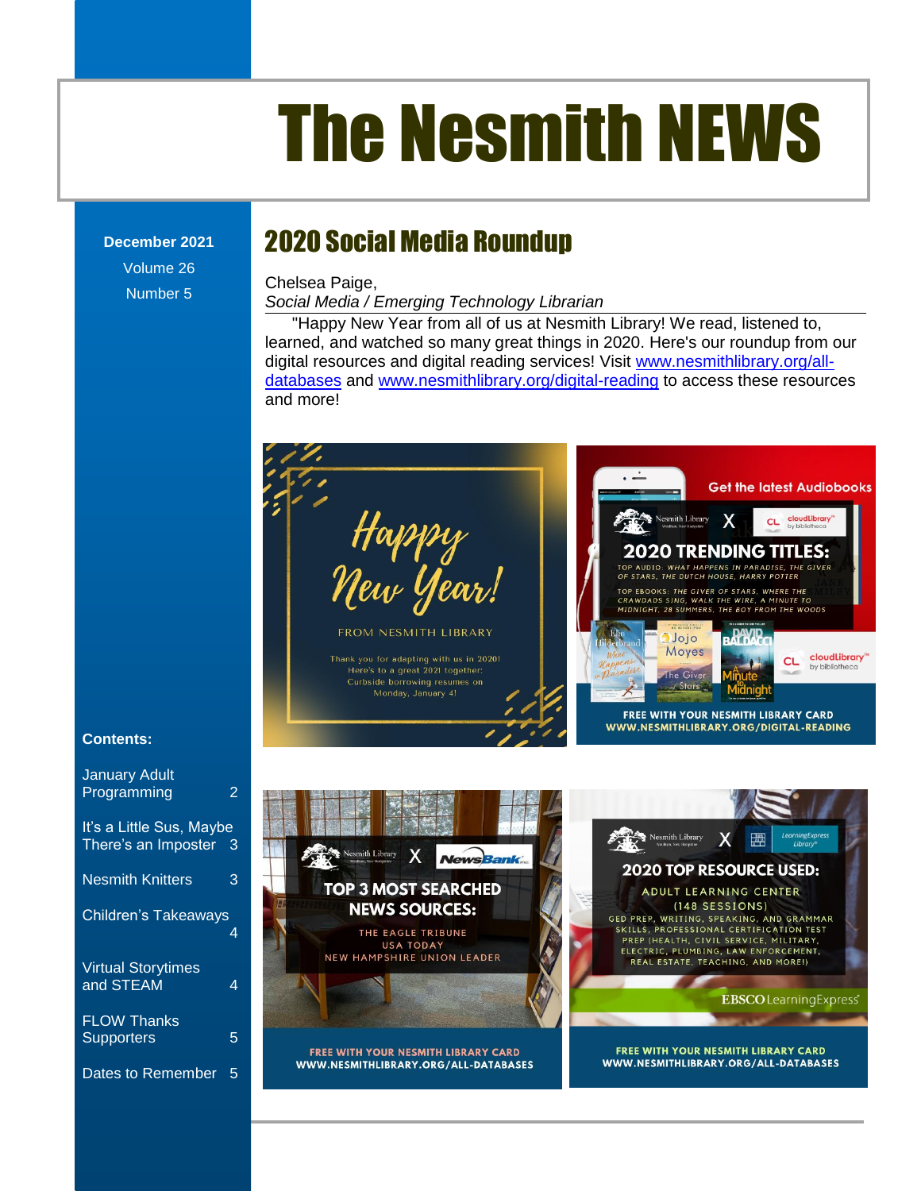# The Nesmith NEWS

**December 2021**

Volume 26

Number 5

## 2020 Social Media Roundup

Chelsea Paige,
*Social Media / Emerging Technology Librarian*

"Happy New Year from all of us at Nesmith Library! We read, listened to, learned, and watched so many great things in 2020. Here's our roundup from our digital resources and digital reading services! Visit www.nesmithlibrary.org/all-databases and www.nesmithlibrary.org/digital-reading to access these resources and more!

Happy New Year!

FROM NESMITH LIBRARY

Thank you for adapting with us in 2020! Here's to a great 2021 together: Curbside borrowing resumes on Monday, January 4!

Get the latest Audiobooks

Nesmith Library X cloudLibrary by bibliotheca

2020 TRENDING TITLES:

TOP AUDIO: WHAT HAPPENS IN PARADISE, THE GIVER OF STARS, THE DUTCH HOUSE, HARRY POTTER

TOP EBOOKS: THE GIVER OF STARS, WHERE THE CRAWDADS SING, WALK THE WIRE, A MINUTE TO MIDNIGHT, 28 SUMMERS, THE BOY FROM THE WOODS

FREE WITH YOUR NESMITH LIBRARY CARD
WWW.NESMITHLIBRARY.ORG/DIGITAL-READING

Nesmith Library X NewsBank

TOP 3 MOST SEARCHED NEWS SOURCES:

THE EAGLE TRIBUNE
USA TODAY
NEW HAMPSHIRE UNION LEADER

FREE WITH YOUR NESMITH LIBRARY CARD
WWW.NESMITHLIBRARY.ORG/ALL-DATABASES

Nesmith Library X LearningExpress Library

2020 TOP RESOURCE USED:

ADULT LEARNING CENTER (148 SESSIONS)

GED PREP, WRITING, SPEAKING, AND GRAMMAR SKILLS, PROFESSIONAL CERTIFICATION TEST PREP (HEALTH, CIVIL SERVICE, MILITARY, ELECTRIC, PLUMBING, LAW ENFORCEMENT, REAL ESTATE, TEACHING, AND MORE!)

EBSCO LearningExpress

FREE WITH YOUR NESMITH LIBRARY CARD
WWW.NESMITHLIBRARY.ORG/ALL-DATABASES

**Contents:**

| | |
|---|---|
| January Adult Programming | 2 |
| It's a Little Sus, Maybe There's an Imposter | 3 |
| Nesmith Knitters | 3 |
| Children's Takeaways | 4 |
| Virtual Storytimes and STEAM | 4 |
| FLOW Thanks Supporters | 5 |
| Dates to Remember | 5 |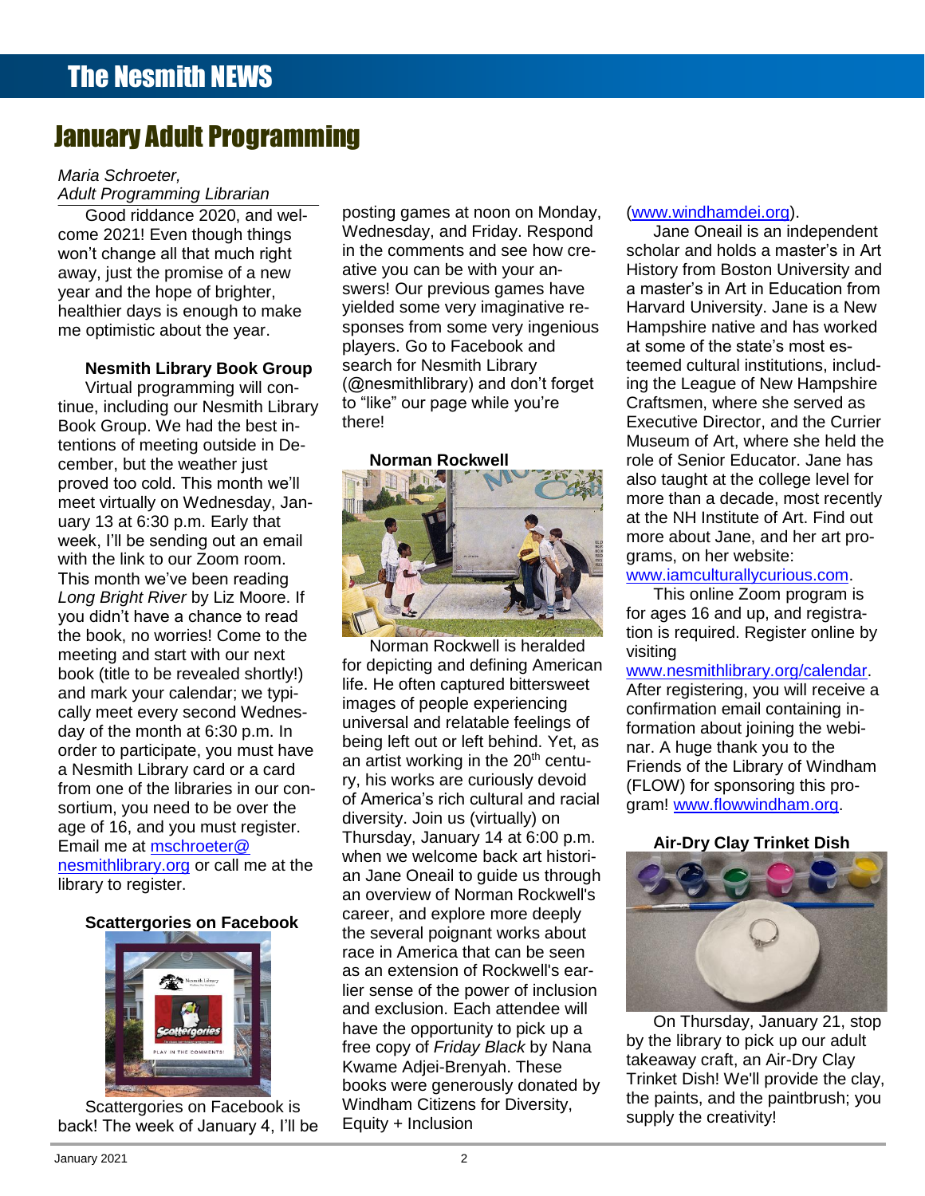# January Adult Programming

*Maria Schroeter,*
*Adult Programming Librarian*

Good riddance 2020, and welcome 2021! Even though things won't change all that much right away, just the promise of a new year and the hope of brighter, healthier days is enough to make me optimistic about the year.

### Nesmith Library Book Group

Virtual programming will continue, including our Nesmith Library Book Group. We had the best intentions of meeting outside in December, but the weather just proved too cold. This month we'll meet virtually on Wednesday, January 13 at 6:30 p.m. Early that week, I'll be sending out an email with the link to our Zoom room. This month we've been reading *Long Bright River* by Liz Moore. If you didn't have a chance to read the book, no worries! Come to the meeting and start with our next book (title to be revealed shortly!) and mark your calendar; we typically meet every second Wednesday of the month at 6:30 p.m. In order to participate, you must have a Nesmith Library card or a card from one of the libraries in our consortium, you need to be over the age of 16, and you must register. Email me at mschroeter@nesmithlibrary.org or call me at the library to register.

### Scattergories on Facebook

Scattergories on Facebook is back! The week of January 4, I'll be posting games at noon on Monday, Wednesday, and Friday. Respond in the comments and see how creative you can be with your answers! Our previous games have yielded some very imaginative responses from some very ingenious players. Go to Facebook and search for Nesmith Library (@nesmithlibrary) and don't forget to "like" our page while you're there!

### Norman Rockwell

Norman Rockwell is heralded for depicting and defining American life. He often captured bittersweet images of people experiencing universal and relatable feelings of being left out or left behind. Yet, as an artist working in the 20th century, his works are curiously devoid of America's rich cultural and racial diversity. Join us (virtually) on Thursday, January 14 at 6:00 p.m. when we welcome back art historian Jane Oneail to guide us through an overview of Norman Rockwell's career, and explore more deeply the several poignant works about race in America that can be seen as an extension of Rockwell's earlier sense of the power of inclusion and exclusion. Each attendee will have the opportunity to pick up a free copy of *Friday Black* by Nana Kwame Adjei-Brenyah. These books were generously donated by Windham Citizens for Diversity, Equity + Inclusion (www.windhamdei.org).

Jane Oneail is an independent scholar and holds a master's in Art History from Boston University and a master's in Art in Education from Harvard University. Jane is a New Hampshire native and has worked at some of the state's most esteemed cultural institutions, including the League of New Hampshire Craftsmen, where she served as Executive Director, and the Currier Museum of Art, where she held the role of Senior Educator. Jane has also taught at the college level for more than a decade, most recently at the NH Institute of Art. Find out more about Jane, and her art programs, on her website: www.iamculturallycurious.com.

This online Zoom program is for ages 16 and up, and registration is required. Register online by visiting www.nesmithlibrary.org/calendar. After registering, you will receive a confirmation email containing information about joining the webinar. A huge thank you to the Friends of the Library of Windham (FLOW) for sponsoring this program! www.flowwindham.org.

### Air-Dry Clay Trinket Dish

On Thursday, January 21, stop by the library to pick up our adult takeaway craft, an Air-Dry Clay Trinket Dish! We'll provide the clay, the paints, and the paintbrush; you supply the creativity!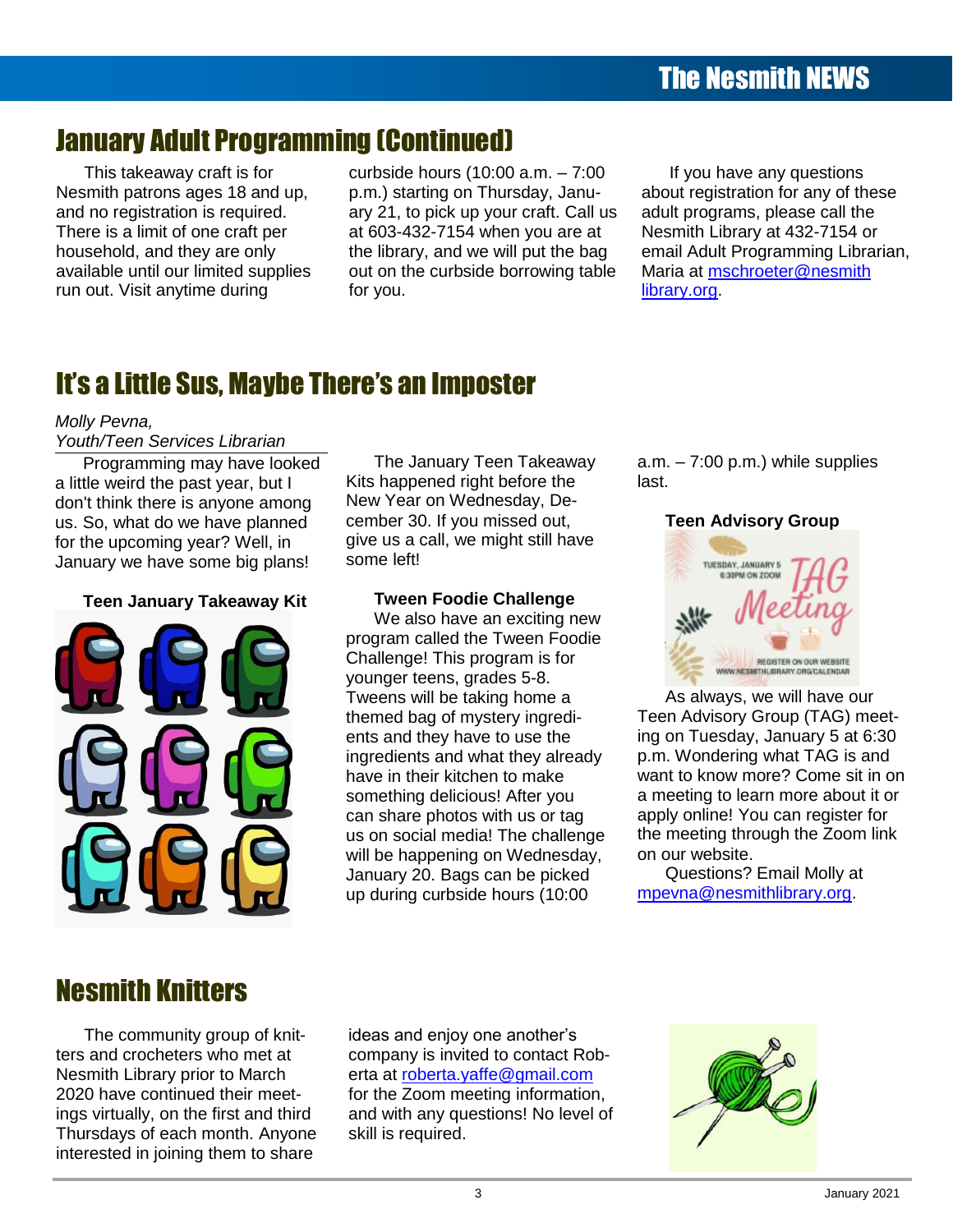## January Adult Programming (Continued)

This takeaway craft is for Nesmith patrons ages 18 and up, and no registration is required. There is a limit of one craft per household, and they are only available until our limited supplies run out. Visit anytime during curbside hours (10:00 a.m. – 7:00 p.m.) starting on Thursday, January 21, to pick up your craft. Call us at 603-432-7154 when you are at the library, and we will put the bag out on the curbside borrowing table for you.

If you have any questions about registration for any of these adult programs, please call the Nesmith Library at 432-7154 or email Adult Programming Librarian, Maria at mschroeter@nesmithlibrary.org.

## It's a Little Sus, Maybe There's an Imposter

*Molly Pevna,*
*Youth/Teen Services Librarian*

Programming may have looked a little weird the past year, but I don't think there is anyone among us. So, what do we have planned for the upcoming year? Well, in January we have some big plans!

**Teen January Takeaway Kit**

The January Teen Takeaway Kits happened right before the New Year on Wednesday, December 30. If you missed out, give us a call, we might still have some left!

**Tween Foodie Challenge**

We also have an exciting new program called the Tween Foodie Challenge! This program is for younger teens, grades 5-8. Tweens will be taking home a themed bag of mystery ingredients and they have to use the ingredients and what they already have in their kitchen to make something delicious! After you can share photos with us or tag us on social media! The challenge will be happening on Wednesday, January 20. Bags can be picked up during curbside hours (10:00 a.m. – 7:00 p.m.) while supplies last.

**Teen Advisory Group**

As always, we will have our Teen Advisory Group (TAG) meeting on Tuesday, January 5 at 6:30 p.m. Wondering what TAG is and want to know more? Come sit in on a meeting to learn more about it or apply online! You can register for the meeting through the Zoom link on our website.

Questions? Email Molly at mpevna@nesmithlibrary.org.

## Nesmith Knitters

The community group of knitters and crocheters who met at Nesmith Library prior to March 2020 have continued their meetings virtually, on the first and third Thursdays of each month. Anyone interested in joining them to share ideas and enjoy one another's company is invited to contact Roberta at roberta.yaffe@gmail.com for the Zoom meeting information, and with any questions! No level of skill is required.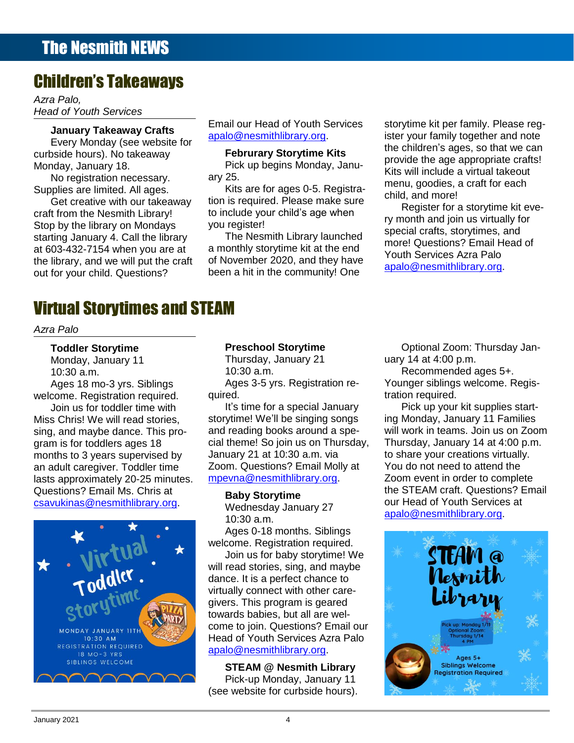# Children's Takeaways

*Azra Palo,*
*Head of Youth Services*

**January Takeaway Crafts**

Every Monday (see website for curbside hours). No takeaway Monday, January 18.

No registration necessary. Supplies are limited. All ages.

Get creative with our takeaway craft from the Nesmith Library! Stop by the library on Mondays starting January 4. Call the library at 603-432-7154 when you are at the library, and we will put the craft out for your child. Questions? Email our Head of Youth Services apalo@nesmithlibrary.org.

**Februrary Storytime Kits**

Pick up begins Monday, January 25.

Kits are for ages 0-5. Registration is required. Please make sure to include your child's age when you register!

The Nesmith Library launched a monthly storytime kit at the end of November 2020, and they have been a hit in the community! One storytime kit per family. Please register your family together and note the children's ages, so that we can provide the age appropriate crafts! Kits will include a virtual takeout menu, goodies, a craft for each child, and more!

Register for a storytime kit every month and join us virtually for special crafts, storytimes, and more! Questions? Email Head of Youth Services Azra Palo apalo@nesmithlibrary.org.

# Virtual Storytimes and STEAM

*Azra Palo*

**Toddler Storytime**

Monday, January 11
10:30 a.m.

Ages 18 mo-3 yrs. Siblings welcome. Registration required.

Join us for toddler time with Miss Chris! We will read stories, sing, and maybe dance. This program is for toddlers ages 18 months to 3 years supervised by an adult caregiver. Toddler time lasts approximately 20-25 minutes. Questions? Email Ms. Chris at csavukinas@nesmithlibrary.org.

**Preschool Storytime**

Thursday, January 21
10:30 a.m.

Ages 3-5 yrs. Registration required.

It's time for a special January storytime! We'll be singing songs and reading books around a special theme! So join us on Thursday, January 21 at 10:30 a.m. via Zoom. Questions? Email Molly at mpevna@nesmithlibrary.org.

**Baby Storytime**

Wednesday January 27
10:30 a.m.

Ages 0-18 months. Siblings welcome. Registration required.

Join us for baby storytime! We will read stories, sing, and maybe dance. It is a perfect chance to virtually connect with other caregivers. This program is geared towards babies, but all are welcome to join. Questions? Email our Head of Youth Services Azra Palo apalo@nesmithlibrary.org.

**STEAM @ Nesmith Library**

Pick-up Monday, January 11 (see website for curbside hours).

Optional Zoom: Thursday January 14 at 4:00 p.m.

Recommended ages 5+. Younger siblings welcome. Registration required.

Pick up your kit supplies starting Monday, January 11 Families will work in teams. Join us on Zoom Thursday, January 14 at 4:00 p.m. to share your creations virtually. You do not need to attend the Zoom event in order to complete the STEAM craft. Questions? Email our Head of Youth Services at apalo@nesmithlibrary.org.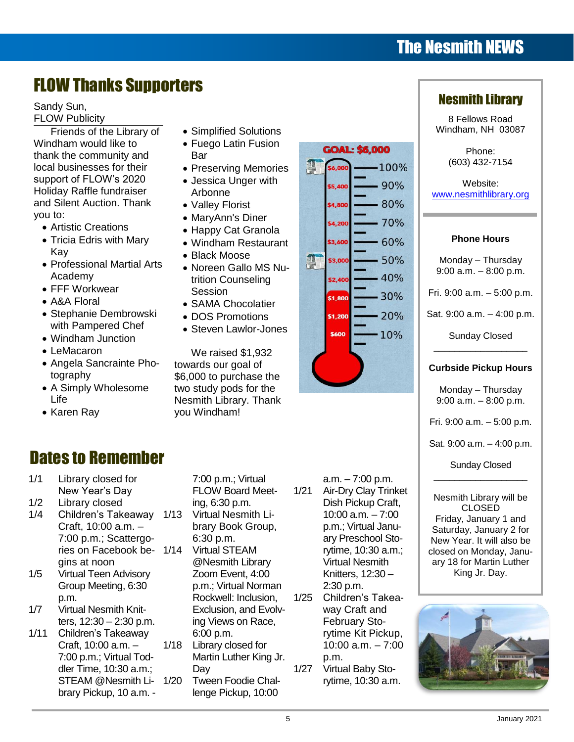## FLOW Thanks Supporters

Sandy Sun,
FLOW Publicity

Friends of the Library of Windham would like to thank the community and local businesses for their support of FLOW's 2020 Holiday Raffle fundraiser and Silent Auction. Thank you to:

- Artistic Creations
- Tricia Edris with Mary Kay
- Professional Martial Arts Academy
- FFF Workwear
- A&A Floral
- Stephanie Dembrowski with Pampered Chef
- Windham Junction
- LeMacaron
- Angela Sancrainte Photography
- A Simply Wholesome Life
- Karen Ray
- Simplified Solutions
- Fuego Latin Fusion Bar
- Preserving Memories
- Jessica Unger with Arbonne
- Valley Florist
- MaryAnn's Diner
- Happy Cat Granola
- Windham Restaurant
- Black Moose
- Noreen Gallo MS Nutrition Counseling Session
- SAMA Chocolatier
- DOS Promotions
- Steven Lawlor-Jones

We raised $1,932 towards our goal of $6,000 to purchase the two study pods for the Nesmith Library. Thank you Windham!

GOAL: $6,000
$6,000 100%
$5,400 90%
$4,800 80%
$4,200 70%
$3,600 60%
$3,000 50%
$2,400 40%
$1,800 30%
$1,200 20%
$600 10%

## Dates to Remember

- 1/1 Library closed for New Year's Day
- 1/2 Library closed
- 1/4 Children's Takeaway Craft, 10:00 a.m. – 7:00 p.m.; Scattergories on Facebook begins at noon
- 1/5 Virtual Teen Advisory Group Meeting, 6:30 p.m.
- 1/7 Virtual Nesmith Knitters, 12:30 – 2:30 p.m.
- 1/11 Children's Takeaway Craft, 10:00 a.m. – 7:00 p.m.; Virtual Toddler Time, 10:30 a.m.; STEAM @Nesmith Library Pickup, 10 a.m. - 7:00 p.m.; Virtual FLOW Board Meeting, 6:30 p.m.
- 1/13 Virtual Nesmith Library Book Group, 6:30 p.m.
- 1/14 Virtual STEAM @Nesmith Library Zoom Event, 4:00 p.m.; Virtual Norman Rockwell: Inclusion, Exclusion, and Evolving Views on Race, 6:00 p.m.
- 1/18 Library closed for Martin Luther King Jr. Day
- 1/20 Tween Foodie Challenge Pickup, 10:00 a.m. – 7:00 p.m.
- 1/21 Air-Dry Clay Trinket Dish Pickup Craft, 10:00 a.m. – 7:00 p.m.; Virtual January Preschool Storytime, 10:30 a.m.; Virtual Nesmith Knitters, 12:30 – 2:30 p.m.
- 1/25 Children's Takeaway Craft and February Storytime Kit Pickup, 10:00 a.m. – 7:00 p.m.
- 1/27 Virtual Baby Storytime, 10:30 a.m.

## Nesmith Library

8 Fellows Road
Windham, NH 03087

Phone:
(603) 432-7154

Website:
www.nesmithlibrary.org

**Phone Hours**

Monday – Thursday
9:00 a.m. – 8:00 p.m.

Fri. 9:00 a.m. – 5:00 p.m.

Sat. 9:00 a.m. – 4:00 p.m.

Sunday Closed

**Curbside Pickup Hours**

Monday – Thursday
9:00 a.m. – 8:00 p.m.

Fri. 9:00 a.m. – 5:00 p.m.

Sat. 9:00 a.m. – 4:00 p.m.

Sunday Closed

Nesmith Library will be CLOSED Friday, January 1 and Saturday, January 2 for New Year. It will also be closed on Monday, January 18 for Martin Luther King Jr. Day.